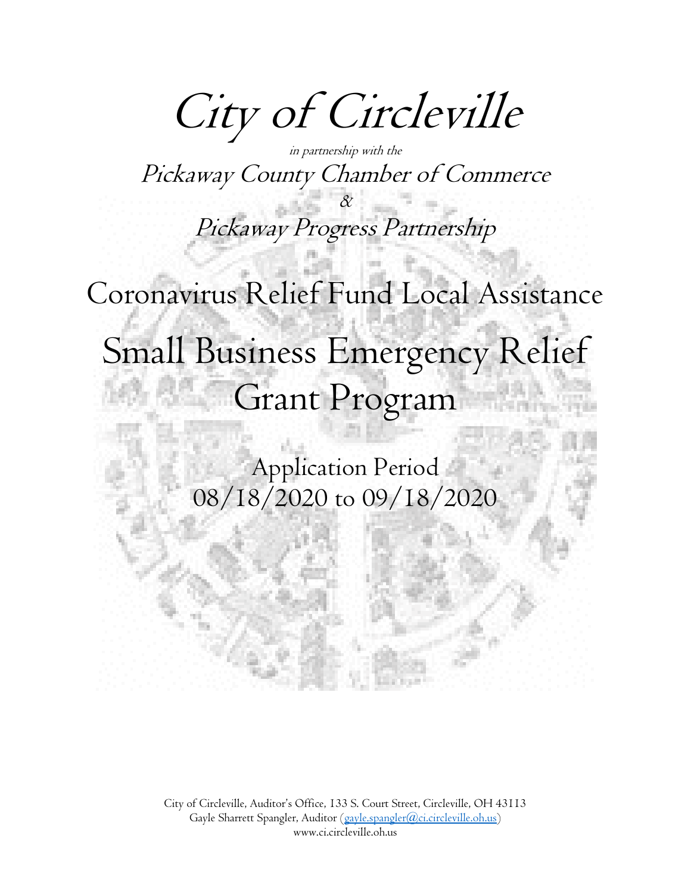# *City of Circleville*

*in partnership with the*

*Pickaway County Chamber of Commerce*

*&*

*Pickaway Progress Partnership*

## Coronavirus Relief Fund Local Assistance

# Small Business Emergency Relief Grant Program

### Application Period
### 08/18/2020 to 09/18/2020

City of Circleville, Auditor's Office, 133 S. Court Street, Circleville, OH 43113
Gayle Sharrett Spangler, Auditor (gayle.spangler@ci.circleville.oh.us)
www.ci.circleville.oh.us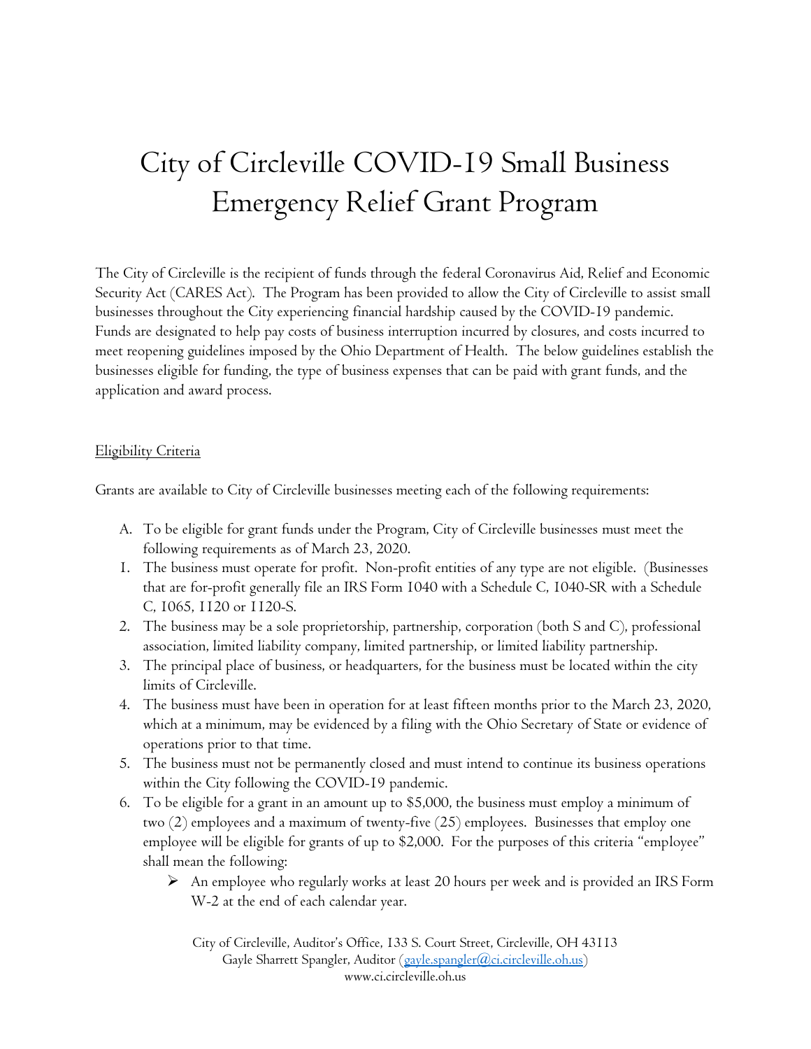# City of Circleville COVID-19 Small Business Emergency Relief Grant Program

The City of Circleville is the recipient of funds through the federal Coronavirus Aid, Relief and Economic Security Act (CARES Act). The Program has been provided to allow the City of Circleville to assist small businesses throughout the City experiencing financial hardship caused by the COVID-19 pandemic. Funds are designated to help pay costs of business interruption incurred by closures, and costs incurred to meet reopening guidelines imposed by the Ohio Department of Health. The below guidelines establish the businesses eligible for funding, the type of business expenses that can be paid with grant funds, and the application and award process.

<u>Eligibility Criteria</u>

Grants are available to City of Circleville businesses meeting each of the following requirements:

A. To be eligible for grant funds under the Program, City of Circleville businesses must meet the following requirements as of March 23, 2020.

1. The business must operate for profit. Non-profit entities of any type are not eligible. (Businesses that are for-profit generally file an IRS Form 1040 with a Schedule C, 1040-SR with a Schedule C, 1065, 1120 or 1120-S.
2. The business may be a sole proprietorship, partnership, corporation (both S and C), professional association, limited liability company, limited partnership, or limited liability partnership.
3. The principal place of business, or headquarters, for the business must be located within the city limits of Circleville.
4. The business must have been in operation for at least fifteen months prior to the March 23, 2020, which at a minimum, may be evidenced by a filing with the Ohio Secretary of State or evidence of operations prior to that time.
5. The business must not be permanently closed and must intend to continue its business operations within the City following the COVID-19 pandemic.
6. To be eligible for a grant in an amount up to $5,000, the business must employ a minimum of two (2) employees and a maximum of twenty-five (25) employees. Businesses that employ one employee will be eligible for grants of up to $2,000. For the purposes of this criteria "employee" shall mean the following:
   - An employee who regularly works at least 20 hours per week and is provided an IRS Form W-2 at the end of each calendar year.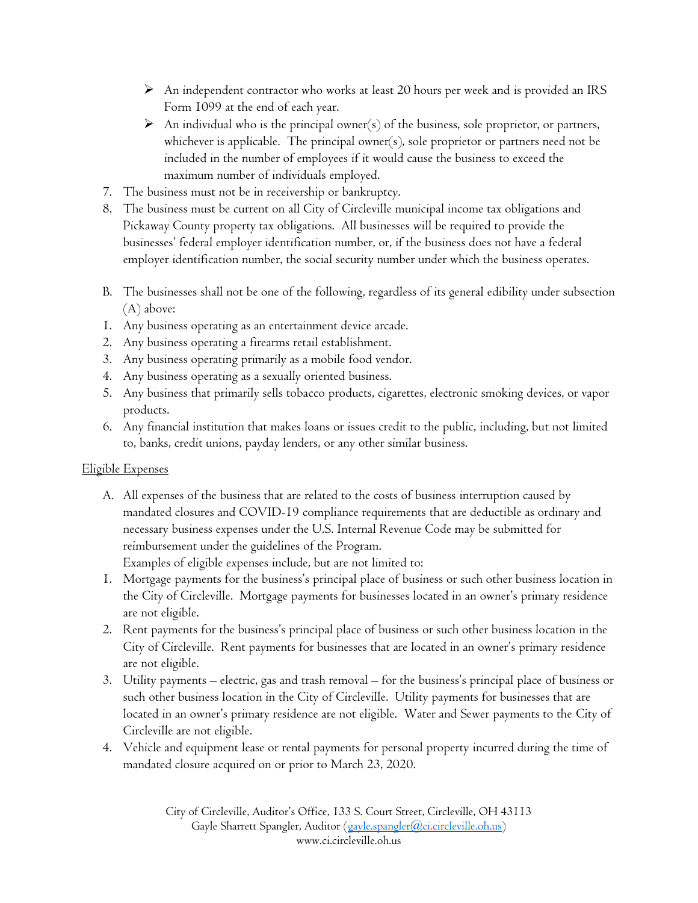- An independent contractor who works at least 20 hours per week and is provided an IRS Form 1099 at the end of each year.
- An individual who is the principal owner(s) of the business, sole proprietor, or partners, whichever is applicable. The principal owner(s), sole proprietor or partners need not be included in the number of employees if it would cause the business to exceed the maximum number of individuals employed.

7. The business must not be in receivership or bankruptcy.
8. The business must be current on all City of Circleville municipal income tax obligations and Pickaway County property tax obligations. All businesses will be required to provide the businesses' federal employer identification number, or, if the business does not have a federal employer identification number, the social security number under which the business operates.

B. The businesses shall not be one of the following, regardless of its general edibility under subsection (A) above:

1. Any business operating as an entertainment device arcade.
2. Any business operating a firearms retail establishment.
3. Any business operating primarily as a mobile food vendor.
4. Any business operating as a sexually oriented business.
5. Any business that primarily sells tobacco products, cigarettes, electronic smoking devices, or vapor products.
6. Any financial institution that makes loans or issues credit to the public, including, but not limited to, banks, credit unions, payday lenders, or any other similar business.

<u>Eligible Expenses</u>

A. All expenses of the business that are related to the costs of business interruption caused by mandated closures and COVID-19 compliance requirements that are deductible as ordinary and necessary business expenses under the U.S. Internal Revenue Code may be submitted for reimbursement under the guidelines of the Program.
Examples of eligible expenses include, but are not limited to:

1. Mortgage payments for the business's principal place of business or such other business location in the City of Circleville. Mortgage payments for businesses located in an owner's primary residence are not eligible.
2. Rent payments for the business's principal place of business or such other business location in the City of Circleville. Rent payments for businesses that are located in an owner's primary residence are not eligible.
3. Utility payments – electric, gas and trash removal – for the business's principal place of business or such other business location in the City of Circleville. Utility payments for businesses that are located in an owner's primary residence are not eligible. Water and Sewer payments to the City of Circleville are not eligible.
4. Vehicle and equipment lease or rental payments for personal property incurred during the time of mandated closure acquired on or prior to March 23, 2020.

City of Circleville, Auditor's Office, 133 S. Court Street, Circleville, OH 43113
Gayle Sharrett Spangler, Auditor (gayle.spangler@ci.circleville.oh.us)
www.ci.circleville.oh.us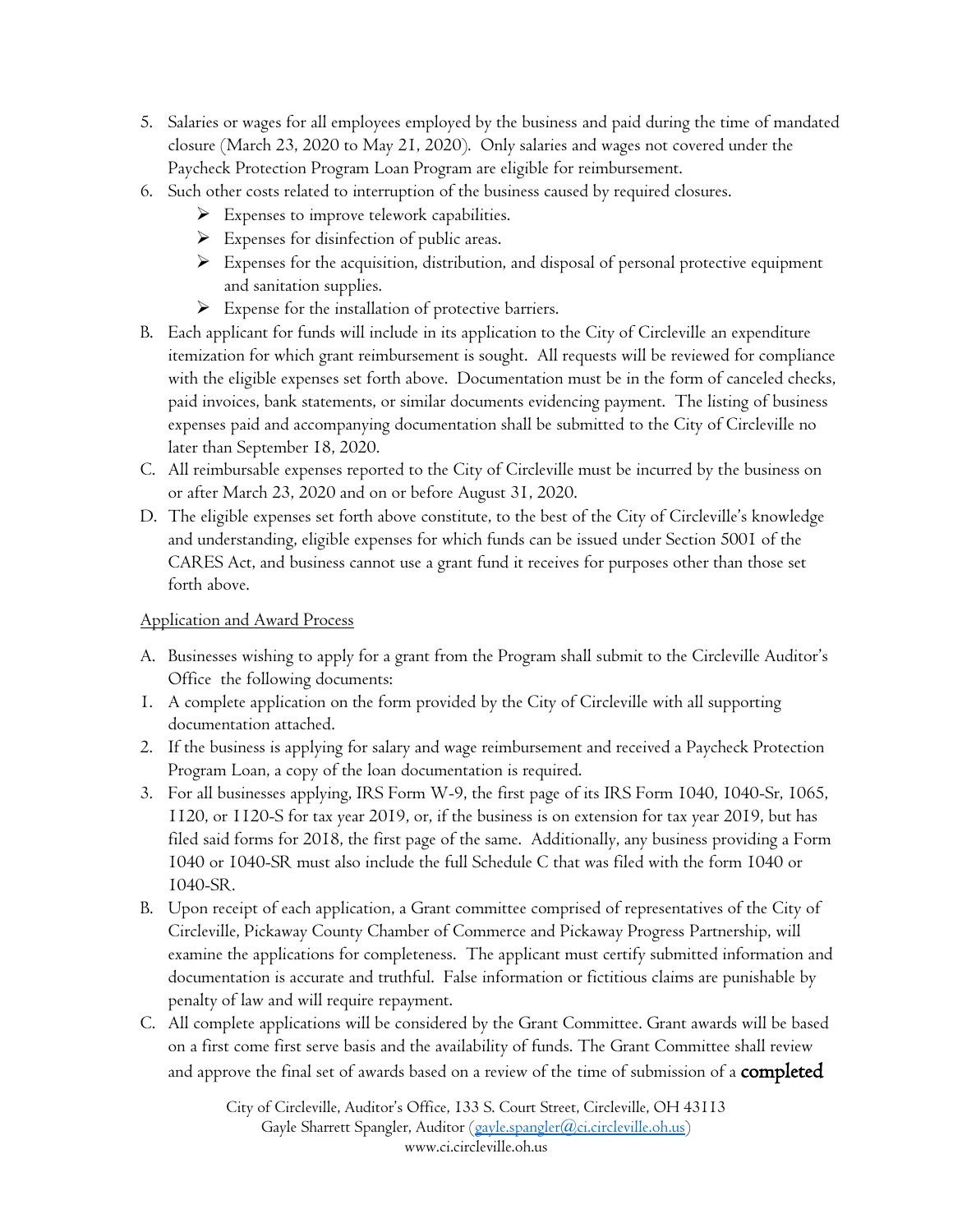5. Salaries or wages for all employees employed by the business and paid during the time of mandated closure (March 23, 2020 to May 21, 2020). Only salaries and wages not covered under the Paycheck Protection Program Loan Program are eligible for reimbursement.
6. Such other costs related to interruption of the business caused by required closures.
   - Expenses to improve telework capabilities.
   - Expenses for disinfection of public areas.
   - Expenses for the acquisition, distribution, and disposal of personal protective equipment and sanitation supplies.
   - Expense for the installation of protective barriers.

B. Each applicant for funds will include in its application to the City of Circleville an expenditure itemization for which grant reimbursement is sought. All requests will be reviewed for compliance with the eligible expenses set forth above. Documentation must be in the form of canceled checks, paid invoices, bank statements, or similar documents evidencing payment. The listing of business expenses paid and accompanying documentation shall be submitted to the City of Circleville no later than September 18, 2020.

C. All reimbursable expenses reported to the City of Circleville must be incurred by the business on or after March 23, 2020 and on or before August 31, 2020.

D. The eligible expenses set forth above constitute, to the best of the City of Circleville's knowledge and understanding, eligible expenses for which funds can be issued under Section 5001 of the CARES Act, and business cannot use a grant fund it receives for purposes other than those set forth above.

Application and Award Process

A. Businesses wishing to apply for a grant from the Program shall submit to the Circleville Auditor's Office the following documents:

1. A complete application on the form provided by the City of Circleville with all supporting documentation attached.
2. If the business is applying for salary and wage reimbursement and received a Paycheck Protection Program Loan, a copy of the loan documentation is required.
3. For all businesses applying, IRS Form W-9, the first page of its IRS Form 1040, 1040-Sr, 1065, 1120, or 1120-S for tax year 2019, or, if the business is on extension for tax year 2019, but has filed said forms for 2018, the first page of the same. Additionally, any business providing a Form 1040 or 1040-SR must also include the full Schedule C that was filed with the form 1040 or 1040-SR.

B. Upon receipt of each application, a Grant committee comprised of representatives of the City of Circleville, Pickaway County Chamber of Commerce and Pickaway Progress Partnership, will examine the applications for completeness. The applicant must certify submitted information and documentation is accurate and truthful. False information or fictitious claims are punishable by penalty of law and will require repayment.

C. All complete applications will be considered by the Grant Committee. Grant awards will be based on a first come first serve basis and the availability of funds. The Grant Committee shall review and approve the final set of awards based on a review of the time of submission of a **completed**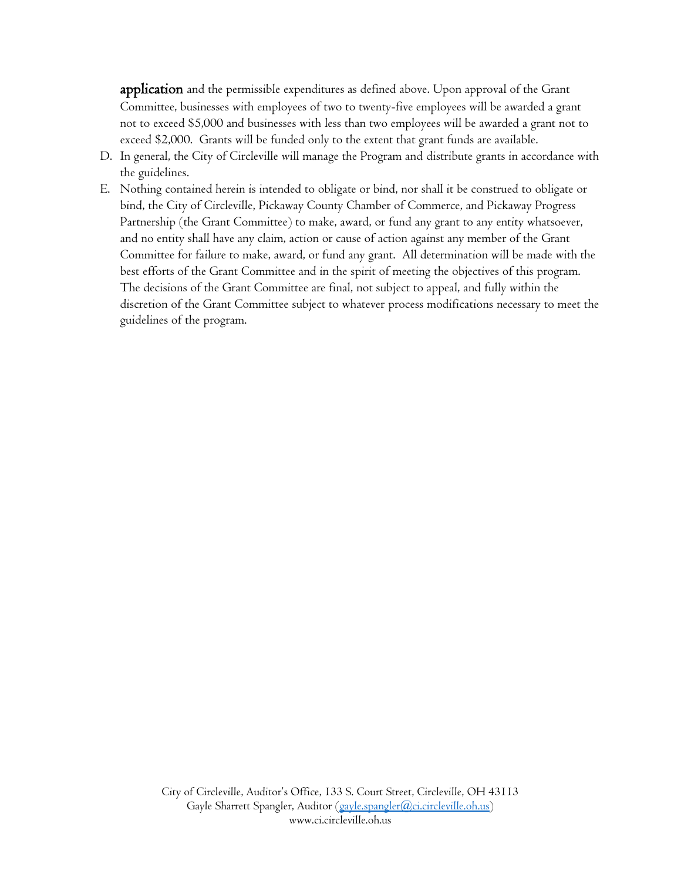**application** and the permissible expenditures as defined above. Upon approval of the Grant Committee, businesses with employees of two to twenty-five employees will be awarded a grant not to exceed $5,000 and businesses with less than two employees will be awarded a grant not to exceed $2,000. Grants will be funded only to the extent that grant funds are available.

D. In general, the City of Circleville will manage the Program and distribute grants in accordance with the guidelines.

E. Nothing contained herein is intended to obligate or bind, nor shall it be construed to obligate or bind, the City of Circleville, Pickaway County Chamber of Commerce, and Pickaway Progress Partnership (the Grant Committee) to make, award, or fund any grant to any entity whatsoever, and no entity shall have any claim, action or cause of action against any member of the Grant Committee for failure to make, award, or fund any grant. All determination will be made with the best efforts of the Grant Committee and in the spirit of meeting the objectives of this program. The decisions of the Grant Committee are final, not subject to appeal, and fully within the discretion of the Grant Committee subject to whatever process modifications necessary to meet the guidelines of the program.

City of Circleville, Auditor's Office, 133 S. Court Street, Circleville, OH 43113
Gayle Sharrett Spangler, Auditor (gayle.spangler@ci.circleville.oh.us)
www.ci.circleville.oh.us